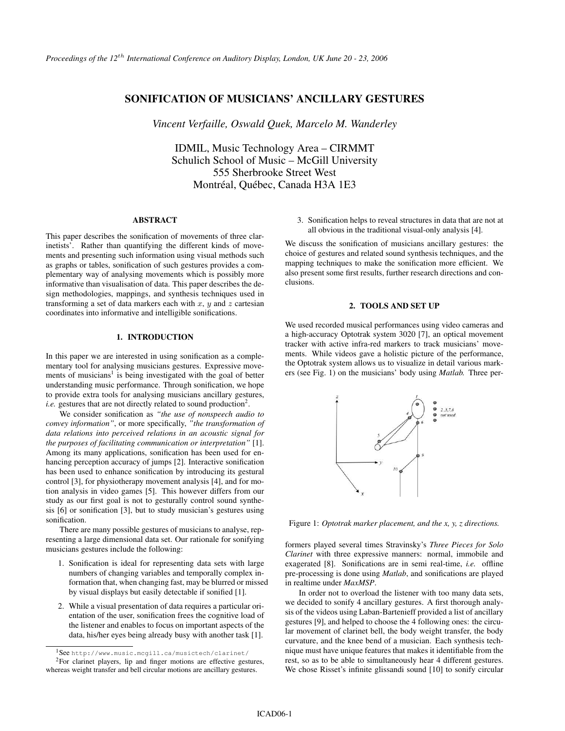# SONIFICATION OF MUSICIANS' ANCILLARY GESTURES

*Vincent Verfaille, Oswald Quek, Marcelo M. Wanderley*

IDMIL, Music Technology Area – CIRMMT
Schulich School of Music – McGill University
555 Sherbrooke Street West
Montréal, Québec, Canada H3A 1E3

## ABSTRACT

This paper describes the sonification of movements of three clarinetists'. Rather than quantifying the different kinds of movements and presenting such information using visual methods such as graphs or tables, sonification of such gestures provides a complementary way of analysing movements which is possibly more informative than visualisation of data. This paper describes the design methodologies, mappings, and synthesis techniques used in transforming a set of data markers each with $x$, $y$ and $z$ cartesian coordinates into informative and intelligible sonifications.

## 1. INTRODUCTION

In this paper we are interested in using sonification as a complementary tool for analysing musicians gestures. Expressive movements of musicians[1] is being investigated with the goal of better understanding music performance. Through sonification, we hope to provide extra tools for analysing musicians ancillary gestures, *i.e.* gestures that are not directly related to sound production[2].

We consider sonification as *"the use of nonspeech audio to convey information"*, or more specifically, *"the transformation of data relations into perceived relations in an acoustic signal for the purposes of facilitating communication or interpretation"* [1]. Among its many applications, sonification has been used for enhancing perception accuracy of jumps [2]. Interactive sonification has been used to enhance sonification by introducing its gestural control [3], for physiotherapy movement analysis [4], and for motion analysis in video games [5]. This however differs from our study as our first goal is not to gesturally control sound synthesis [6] or sonification [3], but to study musician's gestures using sonification.

There are many possible gestures of musicians to analyse, representing a large dimensional data set. Our rationale for sonifying musicians gestures include the following:

1. Sonification is ideal for representing data sets with large numbers of changing variables and temporally complex information that, when changing fast, may be blurred or missed by visual displays but easily detectable if sonified [1].
2. While a visual presentation of data requires a particular orientation of the user, sonification frees the cognitive load of the listener and enables to focus on important aspects of the data, his/her eyes being already busy with another task [1].
3. Sonification helps to reveal structures in data that are not at all obvious in the traditional visual-only analysis [4].

We discuss the sonification of musicians ancillary gestures: the choice of gestures and related sound synthesis techniques, and the mapping techniques to make the sonification more efficient. We also present some first results, further research directions and conclusions.

## 2. TOOLS AND SET UP

We used recorded musical performances using video cameras and a high-accuracy Optotrak system 3020 [7], an optical movement tracker with active infra-red markers to track musicians' movements. While videos gave a holistic picture of the performance, the Optotrak system allows us to visualize in detail various markers (see Fig. 1) on the musicians' body using *Matlab*. Three performers played several times Stravinsky's *Three Pieces for Solo Clarinet* with three expressive manners: normal, immobile and exagerated [8]. Sonifications are in semi real-time, *i.e.* offline pre-processing is done using *Matlab*, and sonifications are played in realtime under *MaxMSP*.

Figure 1: *Optotrak marker placement, and the x, y, z directions.*

In order not to overload the listener with too many data sets, we decided to sonify 4 ancillary gestures. A first thorough analysis of the videos using Laban-Bartenieff provided a list of ancillary gestures [9], and helped to choose the 4 following ones: the circular movement of clarinet bell, the body weight transfer, the body curvature, and the knee bend of a musician. Each synthesis technique must have unique features that makes it identifiable from the rest, so as to be able to simultaneously hear 4 different gestures. We chose Risset's infinite glissandi sound [10] to sonify circular

[1] See http://www.music.mcgill.ca/musictech/clarinet/

[2] For clarinet players, lip and finger motions are effective gestures, whereas weight transfer and bell circular motions are ancillary gestures.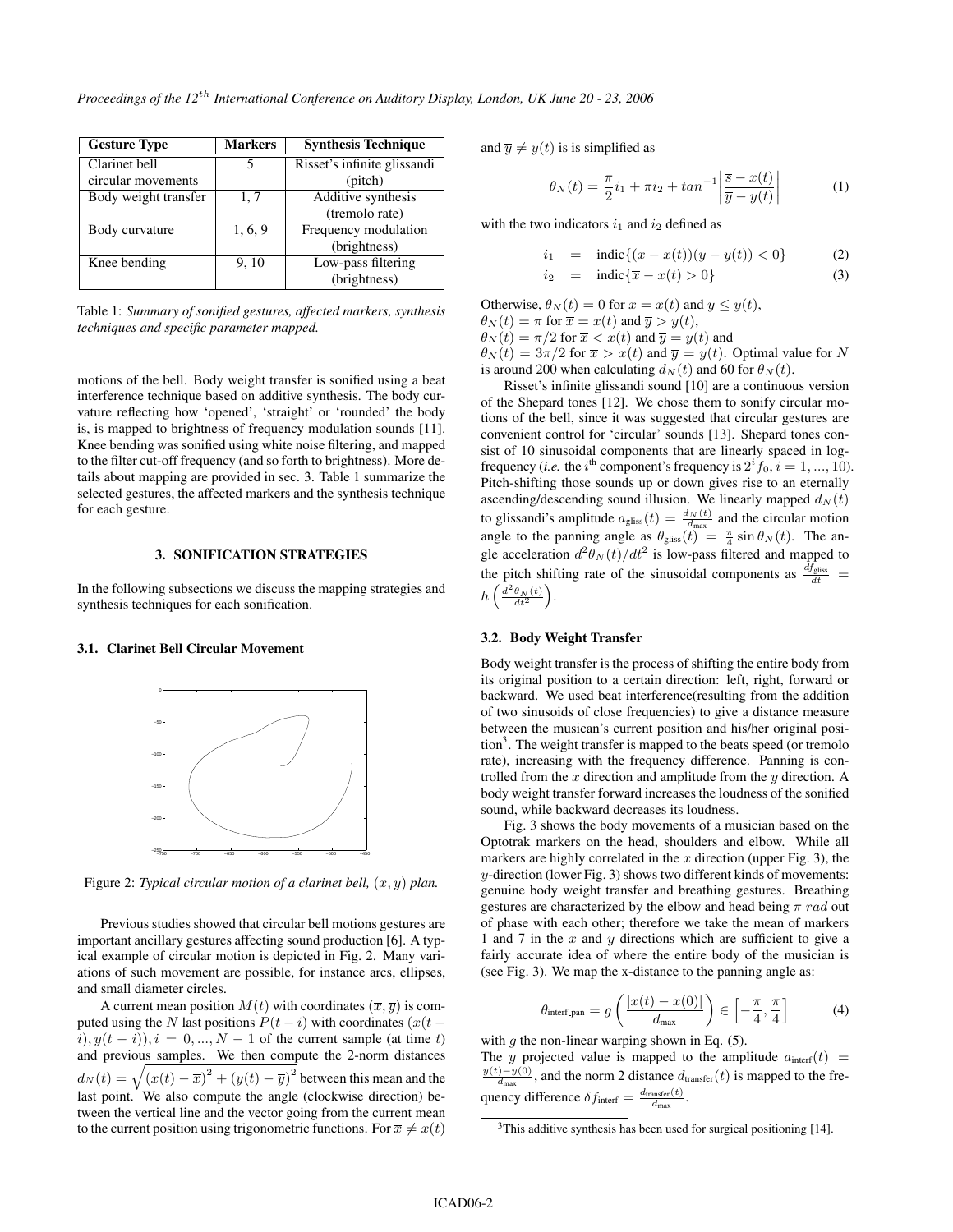| Gesture Type | Markers | Synthesis Technique |
|---|---|---|
| Clarinet bell circular movements | 5 | Risset's infinite glissandi (pitch) |
| Body weight transfer | 1, 7 | Additive synthesis (tremolo rate) |
| Body curvature | 1, 6, 9 | Frequency modulation (brightness) |
| Knee bending | 9, 10 | Low-pass filtering (brightness) |

Table 1: *Summary of sonified gestures, affected markers, synthesis techniques and specific parameter mapped.*

motions of the bell. Body weight transfer is sonified using a beat interference technique based on additive synthesis. The body curvature reflecting how 'opened', 'straight' or 'rounded' the body is, is mapped to brightness of frequency modulation sounds [11]. Knee bending was sonified using white noise filtering, and mapped to the filter cut-off frequency (and so forth to brightness). More details about mapping are provided in sec. 3. Table 1 summarize the selected gestures, the affected markers and the synthesis technique for each gesture.

## 3. SONIFICATION STRATEGIES

In the following subsections we discuss the mapping strategies and synthesis techniques for each sonification.

### 3.1. Clarinet Bell Circular Movement

Figure 2: *Typical circular motion of a clarinet bell, $(x, y)$ plan.*

Previous studies showed that circular bell motions gestures are important ancillary gestures affecting sound production [6]. A typical example of circular motion is depicted in Fig. 2. Many variations of such movement are possible, for instance arcs, ellipses, and small diameter circles.

A current mean position $M(t)$ with coordinates $(\overline{x}, \overline{y})$ is computed using the $N$ last positions $P(t-i)$ with coordinates $(x(t-i), y(t-i)), i = 0, ..., N-1$ of the current sample (at time $t$) and previous samples. We then compute the 2-norm distances $d_N(t) = \sqrt{(x(t) - \overline{x})^2 + (y(t) - \overline{y})^2}$ between this mean and the last point. We also compute the angle (clockwise direction) between the vertical line and the vector going from the current mean to the current position using trigonometric functions. For $\overline{x} \neq x(t)$ and $\overline{y} \neq y(t)$ is is simplified as

$$\theta_N(t) = \frac{\pi}{2} i_1 + \pi i_2 + tan^{-1} \left| \frac{\overline{s} - x(t)}{\overline{y} - y(t)} \right| \tag{1}$$

with the two indicators $i_1$ and $i_2$ defined as

$$i_1 = \text{indic}\{(\overline{x} - x(t))(\overline{y} - y(t)) < 0\} \tag{2}$$

$$i_2 = \text{indic}\{\overline{x} - x(t) > 0\} \tag{3}$$

Otherwise, $\theta_N(t) = 0$ for $\overline{x} = x(t)$ and $\overline{y} \leq y(t)$,
$\theta_N(t) = \pi$ for $\overline{x} = x(t)$ and $\overline{y} > y(t)$,
$\theta_N(t) = \pi/2$ for $\overline{x} < x(t)$ and $\overline{y} = y(t)$ and
$\theta_N(t) = 3\pi/2$ for $\overline{x} > x(t)$ and $\overline{y} = y(t)$. Optimal value for $N$ is around 200 when calculating $d_N(t)$ and 60 for $\theta_N(t)$.

Risset's infinite glissandi sound [10] are a continuous version of the Shepard tones [12]. We chose them to sonify circular motions of the bell, since it was suggested that circular gestures are convenient control for 'circular' sounds [13]. Shepard tones consist of 10 sinusoidal components that are linearly spaced in log-frequency (*i.e.* the $i^{\text{th}}$ component's frequency is $2^i f_0, i = 1, ..., 10$). Pitch-shifting those sounds up or down gives rise to an eternally ascending/descending sound illusion. We linearly mapped $d_N(t)$ to glissandi's amplitude $a_{\text{gliss}}(t) = \frac{d_N(t)}{d_{\text{max}}}$ and the circular motion angle to the panning angle as $\theta_{\text{gliss}}(t) = \frac{\pi}{4} \sin \theta_N(t)$. The angle acceleration $d^2\theta_N(t)/dt^2$ is low-pass filtered and mapped to the pitch shifting rate of the sinusoidal components as $\frac{df_{\text{gliss}}}{dt} = h\left(\frac{d^2\theta_N(t)}{dt^2}\right)$.

### 3.2. Body Weight Transfer

Body weight transfer is the process of shifting the entire body from its original position to a certain direction: left, right, forward or backward. We used beat interference(resulting from the addition of two sinusoids of close frequencies) to give a distance measure between the musican's current position and his/her original position[3]. The weight transfer is mapped to the beats speed (or tremolo rate), increasing with the frequency difference. Panning is controlled from the $x$ direction and amplitude from the $y$ direction. A body weight transfer forward increases the loudness of the sonified sound, while backward decreases its loudness.

Fig. 3 shows the body movements of a musician based on the Optotrak markers on the head, shoulders and elbow. While all markers are highly correlated in the $x$ direction (upper Fig. 3), the $y$-direction (lower Fig. 3) shows two different kinds of movements: genuine body weight transfer and breathing gestures. Breathing gestures are characterized by the elbow and head being $\pi$ $rad$ out of phase with each other; therefore we take the mean of markers 1 and 7 in the $x$ and $y$ directions which are sufficient to give a fairly accurate idea of where the entire body of the musician is (see Fig. 3). We map the x-distance to the panning angle as:

$$\theta_{\text{interf\_pan}} = g\left(\frac{|x(t) - x(0)|}{d_{\text{max}}}\right) \in \left[-\frac{\pi}{4}, \frac{\pi}{4}\right] \tag{4}$$

with $g$ the non-linear warping shown in Eq. (5).
The $y$ projected value is mapped to the amplitude $a_{\text{interf}}(t) = \frac{y(t) - y(0)}{d_{\text{max}}}$, and the norm 2 distance $d_{\text{transfer}}(t)$ is mapped to the frequency difference $\delta f_{\text{interf}} = \frac{d_{\text{transfer}}(t)}{d_{\text{max}}}$.

[3] This additive synthesis has been used for surgical positioning [14].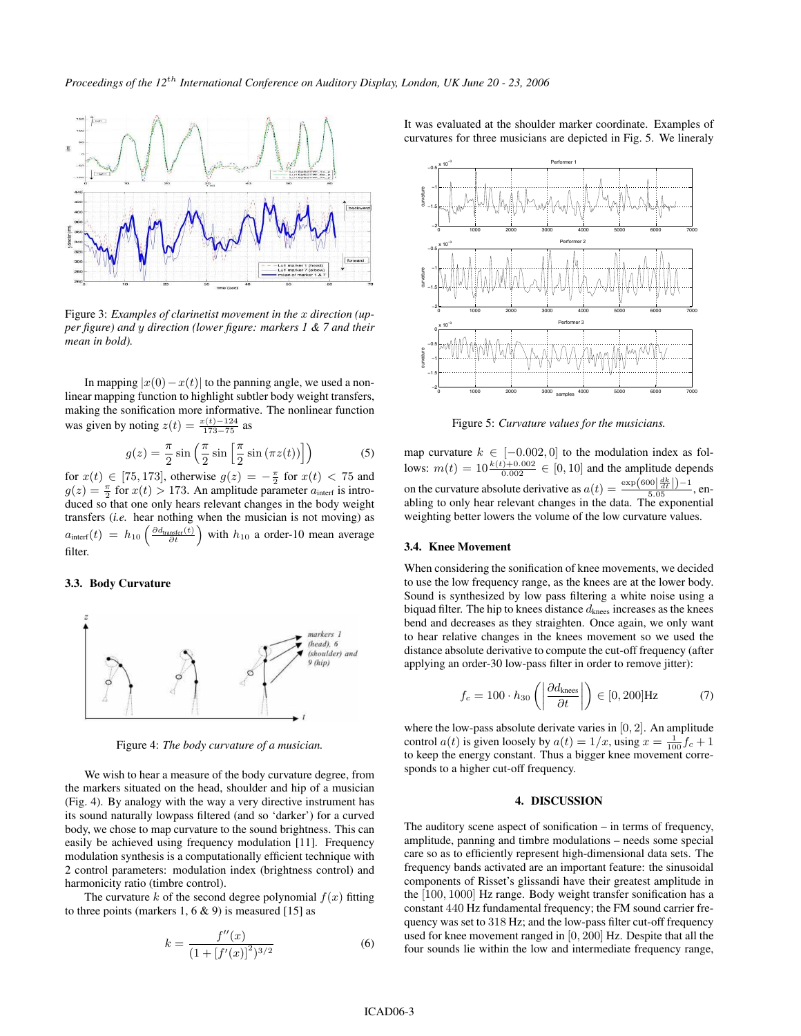Figure 3: *Examples of clarinetist movement in the $x$ direction (upper figure) and $y$ direction (lower figure: markers 1 & 7 and their mean in bold).*

In mapping $|x(0) - x(t)|$ to the panning angle, we used a non-linear mapping function to highlight subtler body weight transfers, making the sonification more informative. The nonlinear function was given by noting $z(t) = \frac{x(t)-124}{173-75}$ as

$$g(z) = \frac{\pi}{2}\sin\left(\frac{\pi}{2}\sin\left[\frac{\pi}{2}\sin\left(\pi z(t)\right)\right]\right) \quad (5)$$

for $x(t) \in [75, 173]$, otherwise $g(z) = -\frac{\pi}{2}$ for $x(t) < 75$ and $g(z) = \frac{\pi}{2}$ for $x(t) > 173$. An amplitude parameter $a_{\text{interf}}$ is introduced so that one only hears relevant changes in the body weight transfers (*i.e.* hear nothing when the musician is not moving) as $a_{\text{interf}}(t) = h_{10}\left(\frac{\partial d_{\text{transfer}}(t)}{\partial t}\right)$ with $h_{10}$ a order-10 mean average filter.

### 3.3. Body Curvature

Figure 4: *The body curvature of a musician.*

We wish to hear a measure of the body curvature degree, from the markers situated on the head, shoulder and hip of a musician (Fig. 4). By analogy with the way a very directive instrument has its sound naturally lowpass filtered (and so 'darker') for a curved body, we chose to map curvature to the sound brightness. This can easily be achieved using frequency modulation [11]. Frequency modulation synthesis is a computationally efficient technique with 2 control parameters: modulation index (brightness control) and harmonicity ratio (timbre control).

The curvature $k$ of the second degree polynomial $f(x)$ fitting to three points (markers 1, 6 & 9) is measured [15] as

$$k = \frac{f''(x)}{(1 + [f'(x)]^2)^{3/2}} \quad (6)$$

It was evaluated at the shoulder marker coordinate. Examples of curvatures for three musicians are depicted in Fig. 5. We lineraly

Figure 5: *Curvature values for the musicians.*

map curvature $k \in [-0.002, 0]$ to the modulation index as follows: $m(t) = 10\frac{k(t)+0.002}{0.002} \in [0, 10]$ and the amplitude depends on the curvature absolute derivative as $a(t) = \frac{\exp\left(600\left|\frac{dk}{dt}\right|\right)-1}{5.05}$, enabling to only hear relevant changes in the data. The exponential weighting better lowers the volume of the low curvature values.

### 3.4. Knee Movement

When considering the sonification of knee movements, we decided to use the low frequency range, as the knees are at the lower body. Sound is synthesized by low pass filtering a white noise using a biquad filter. The hip to knees distance $d_{\text{knees}}$ increases as the knees bend and decreases as they straighten. Once again, we only want to hear relative changes in the knees movement so we used the distance absolute derivative to compute the cut-off frequency (after applying an order-30 low-pass filter in order to remove jitter):

$$f_c = 100 \cdot h_{30}\left(\left|\frac{\partial d_{\text{knees}}}{\partial t}\right|\right) \in [0, 200]\text{Hz} \quad (7)$$

where the low-pass absolute derivate varies in $[0, 2]$. An amplitude control $a(t)$ is given loosely by $a(t) = 1/x$, using $x = \frac{1}{100}f_c + 1$ to keep the energy constant. Thus a bigger knee movement corresponds to a higher cut-off frequency.

## 4. DISCUSSION

The auditory scene aspect of sonification – in terms of frequency, amplitude, panning and timbre modulations – needs some special care so as to efficiently represent high-dimensional data sets. The frequency bands activated are an important feature: the sinusoidal components of Risset's glissandi have their greatest amplitude in the $[100, 1000]$ Hz range. Body weight transfer sonification has a constant 440 Hz fundamental frequency; the FM sound carrier frequency was set to 318 Hz; and the low-pass filter cut-off frequency used for knee movement ranged in $[0, 200]$ Hz. Despite that all the four sounds lie within the low and intermediate frequency range,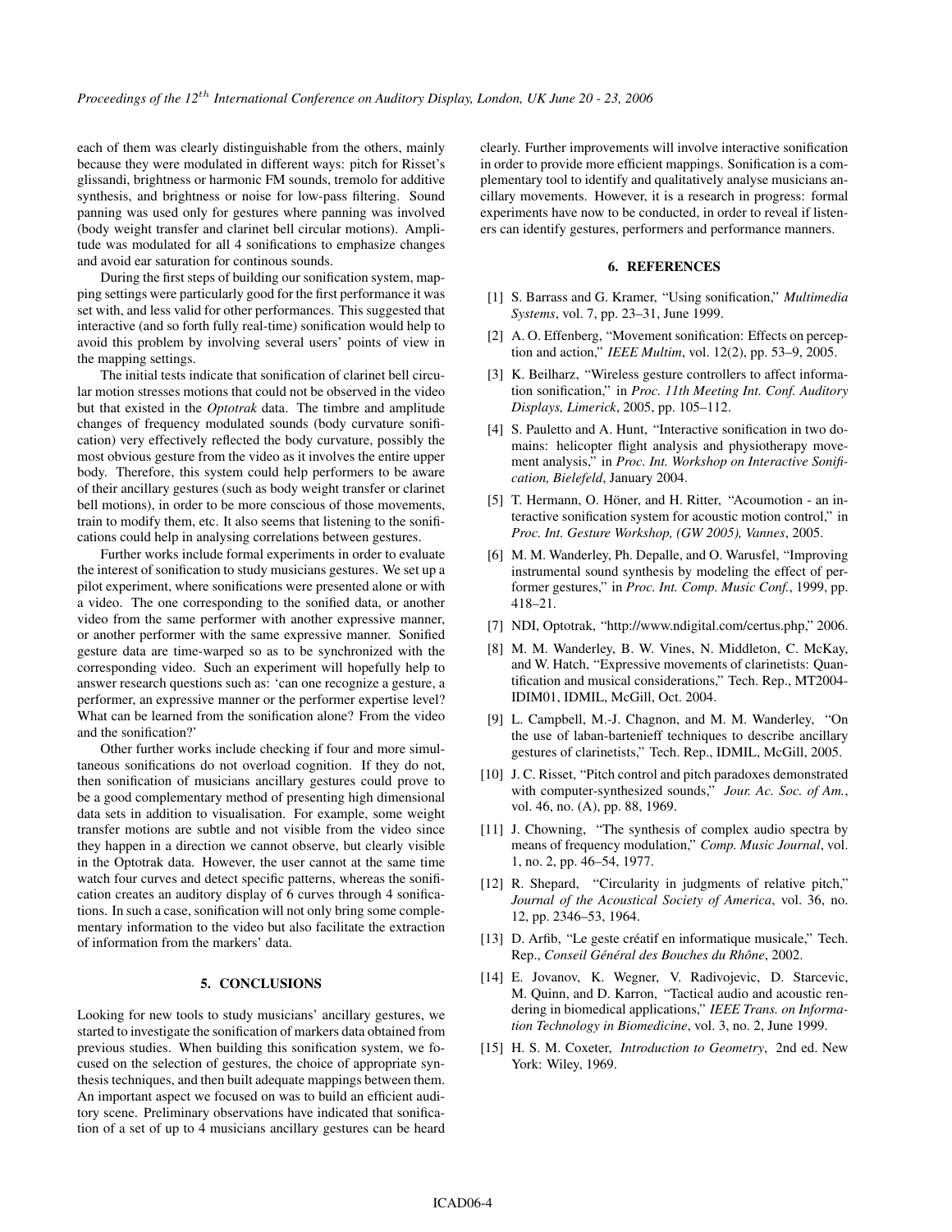each of them was clearly distinguishable from the others, mainly because they were modulated in different ways: pitch for Risset's glissandi, brightness or harmonic FM sounds, tremolo for additive synthesis, and brightness or noise for low-pass filtering. Sound panning was used only for gestures where panning was involved (body weight transfer and clarinet bell circular motions). Amplitude was modulated for all 4 sonifications to emphasize changes and avoid ear saturation for continous sounds.

During the first steps of building our sonification system, mapping settings were particularly good for the first performance it was set with, and less valid for other performances. This suggested that interactive (and so forth fully real-time) sonification would help to avoid this problem by involving several users' points of view in the mapping settings.

The initial tests indicate that sonification of clarinet bell circular motion stresses motions that could not be observed in the video but that existed in the *Optotrak* data. The timbre and amplitude changes of frequency modulated sounds (body curvature sonification) very effectively reflected the body curvature, possibly the most obvious gesture from the video as it involves the entire upper body. Therefore, this system could help performers to be aware of their ancillary gestures (such as body weight transfer or clarinet bell motions), in order to be more conscious of those movements, train to modify them, etc. It also seems that listening to the sonifications could help in analysing correlations between gestures.

Further works include formal experiments in order to evaluate the interest of sonification to study musicians gestures. We set up a pilot experiment, where sonifications were presented alone or with a video. The one corresponding to the sonified data, or another video from the same performer with another expressive manner, or another performer with the same expressive manner. Sonified gesture data are time-warped so as to be synchronized with the corresponding video. Such an experiment will hopefully help to answer research questions such as: 'can one recognize a gesture, a performer, an expressive manner or the performer expertise level? What can be learned from the sonification alone? From the video and the sonification?'

Other further works include checking if four and more simultaneous sonifications do not overload cognition. If they do not, then sonification of musicians ancillary gestures could prove to be a good complementary method of presenting high dimensional data sets in addition to visualisation. For example, some weight transfer motions are subtle and not visible from the video since they happen in a direction we cannot observe, but clearly visible in the Optotrak data. However, the user cannot at the same time watch four curves and detect specific patterns, whereas the sonification creates an auditory display of 6 curves through 4 sonifications. In such a case, sonification will not only bring some complementary information to the video but also facilitate the extraction of information from the markers' data.

## 5. CONCLUSIONS

Looking for new tools to study musicians' ancillary gestures, we started to investigate the sonification of markers data obtained from previous studies. When building this sonification system, we focused on the selection of gestures, the choice of appropriate synthesis techniques, and then built adequate mappings between them. An important aspect we focused on was to build an efficient auditory scene. Preliminary observations have indicated that sonification of a set of up to 4 musicians ancillary gestures can be heard clearly. Further improvements will involve interactive sonification in order to provide more efficient mappings. Sonification is a complementary tool to identify and qualitatively analyse musicians ancillary movements. However, it is a research in progress: formal experiments have now to be conducted, in order to reveal if listeners can identify gestures, performers and performance manners.

## 6. REFERENCES

[1] S. Barrass and G. Kramer, "Using sonification," *Multimedia Systems*, vol. 7, pp. 23–31, June 1999.

[2] A. O. Effenberg, "Movement sonification: Effects on perception and action," *IEEE Multim*, vol. 12(2), pp. 53–9, 2005.

[3] K. Beilharz, "Wireless gesture controllers to affect information sonification," in *Proc. 11th Meeting Int. Conf. Auditory Displays, Limerick*, 2005, pp. 105–112.

[4] S. Pauletto and A. Hunt, "Interactive sonification in two domains: helicopter flight analysis and physiotherapy movement analysis," in *Proc. Int. Workshop on Interactive Sonification, Bielefeld*, January 2004.

[5] T. Hermann, O. Höner, and H. Ritter, "Acoumotion - an interactive sonification system for acoustic motion control," in *Proc. Int. Gesture Workshop, (GW 2005), Vannes*, 2005.

[6] M. M. Wanderley, Ph. Depalle, and O. Warusfel, "Improving instrumental sound synthesis by modeling the effect of performer gestures," in *Proc. Int. Comp. Music Conf.*, 1999, pp. 418–21.

[7] NDI, Optotrak, "http://www.ndigital.com/certus.php," 2006.

[8] M. M. Wanderley, B. W. Vines, N. Middleton, C. McKay, and W. Hatch, "Expressive movements of clarinetists: Quantification and musical considerations," Tech. Rep., MT2004-IDIM01, IDMIL, McGill, Oct. 2004.

[9] L. Campbell, M.-J. Chagnon, and M. M. Wanderley, "On the use of laban-bartenieff techniques to describe ancillary gestures of clarinetists," Tech. Rep., IDMIL, McGill, 2005.

[10] J. C. Risset, "Pitch control and pitch paradoxes demonstrated with computer-synthesized sounds," *Jour. Ac. Soc. of Am.*, vol. 46, no. (A), pp. 88, 1969.

[11] J. Chowning, "The synthesis of complex audio spectra by means of frequency modulation," *Comp. Music Journal*, vol. 1, no. 2, pp. 46–54, 1977.

[12] R. Shepard, "Circularity in judgments of relative pitch," *Journal of the Acoustical Society of America*, vol. 36, no. 12, pp. 2346–53, 1964.

[13] D. Arfib, "Le geste créatif en informatique musicale," Tech. Rep., *Conseil Général des Bouches du Rhône*, 2002.

[14] E. Jovanov, K. Wegner, V. Radivojevic, D. Starcevic, M. Quinn, and D. Karron, "Tactical audio and acoustic rendering in biomedical applications," *IEEE Trans. on Information Technology in Biomedicine*, vol. 3, no. 2, June 1999.

[15] H. S. M. Coxeter, *Introduction to Geometry*, 2nd ed. New York: Wiley, 1969.